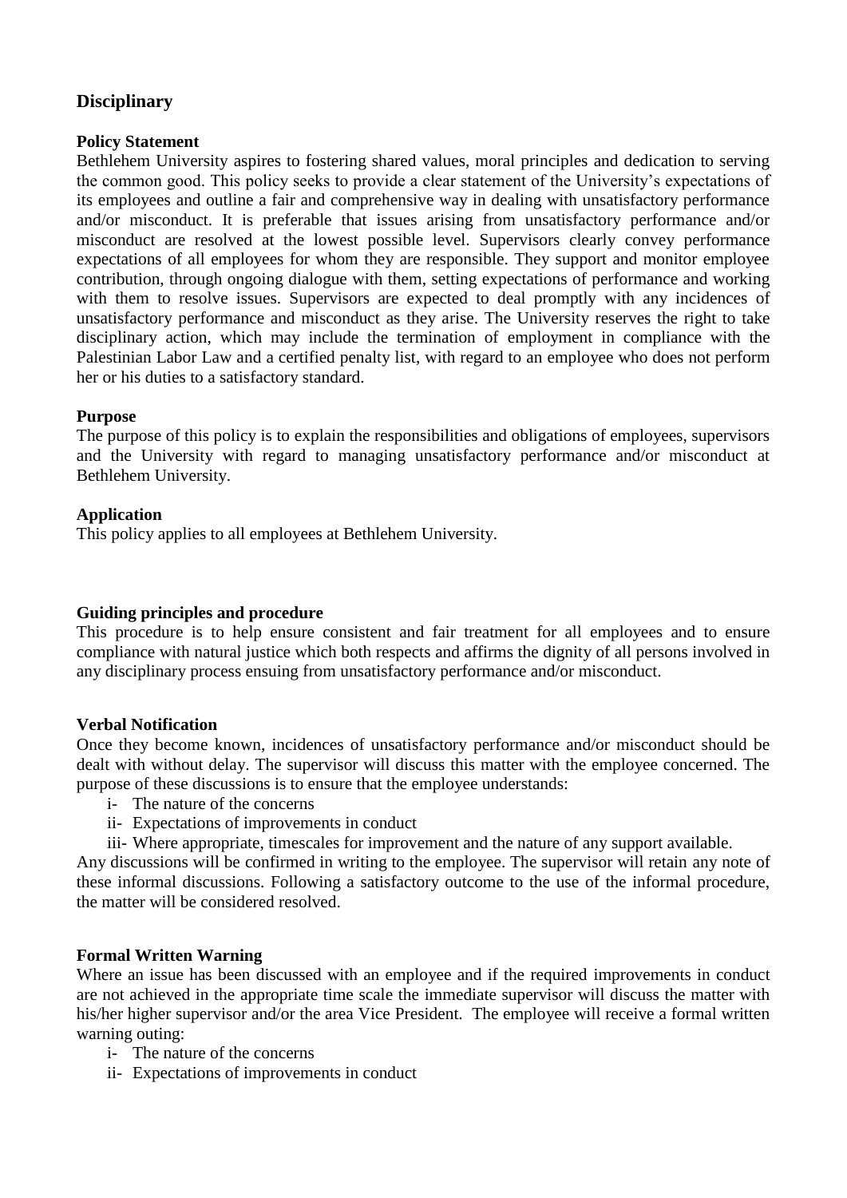## Disciplinary

### Policy Statement

Bethlehem University aspires to fostering shared values, moral principles and dedication to serving the common good. This policy seeks to provide a clear statement of the University's expectations of its employees and outline a fair and comprehensive way in dealing with unsatisfactory performance and/or misconduct. It is preferable that issues arising from unsatisfactory performance and/or misconduct are resolved at the lowest possible level. Supervisors clearly convey performance expectations of all employees for whom they are responsible. They support and monitor employee contribution, through ongoing dialogue with them, setting expectations of performance and working with them to resolve issues. Supervisors are expected to deal promptly with any incidences of unsatisfactory performance and misconduct as they arise. The University reserves the right to take disciplinary action, which may include the termination of employment in compliance with the Palestinian Labor Law and a certified penalty list, with regard to an employee who does not perform her or his duties to a satisfactory standard.

### Purpose

The purpose of this policy is to explain the responsibilities and obligations of employees, supervisors and the University with regard to managing unsatisfactory performance and/or misconduct at Bethlehem University.

### Application

This policy applies to all employees at Bethlehem University.

### Guiding principles and procedure

This procedure is to help ensure consistent and fair treatment for all employees and to ensure compliance with natural justice which both respects and affirms the dignity of all persons involved in any disciplinary process ensuing from unsatisfactory performance and/or misconduct.

### Verbal Notification

Once they become known, incidences of unsatisfactory performance and/or misconduct should be dealt with without delay. The supervisor will discuss this matter with the employee concerned. The purpose of these discussions is to ensure that the employee understands:

- i- The nature of the concerns
- ii- Expectations of improvements in conduct
- iii- Where appropriate, timescales for improvement and the nature of any support available.

Any discussions will be confirmed in writing to the employee. The supervisor will retain any note of these informal discussions. Following a satisfactory outcome to the use of the informal procedure, the matter will be considered resolved.

### Formal Written Warning

Where an issue has been discussed with an employee and if the required improvements in conduct are not achieved in the appropriate time scale the immediate supervisor will discuss the matter with his/her higher supervisor and/or the area Vice President. The employee will receive a formal written warning outing:

- i- The nature of the concerns
- ii- Expectations of improvements in conduct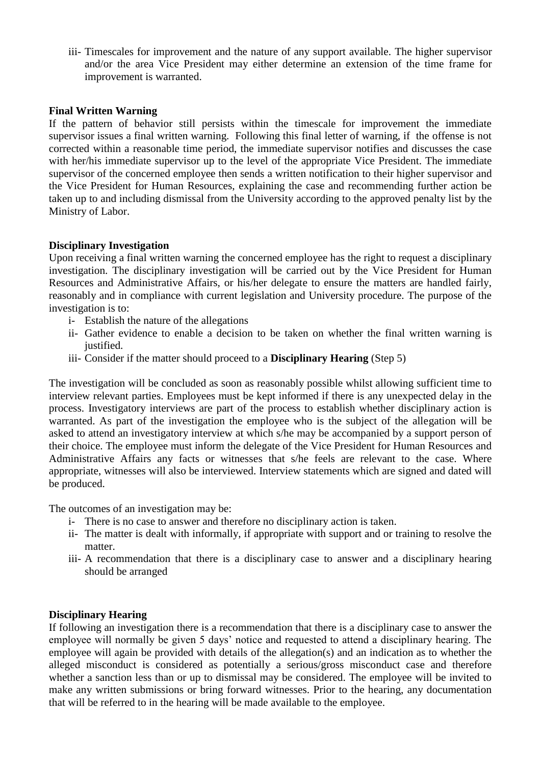iii- Timescales for improvement and the nature of any support available. The higher supervisor and/or the area Vice President may either determine an extension of the time frame for improvement is warranted.

**Final Written Warning**

If the pattern of behavior still persists within the timescale for improvement the immediate supervisor issues a final written warning. Following this final letter of warning, if the offense is not corrected within a reasonable time period, the immediate supervisor notifies and discusses the case with her/his immediate supervisor up to the level of the appropriate Vice President. The immediate supervisor of the concerned employee then sends a written notification to their higher supervisor and the Vice President for Human Resources, explaining the case and recommending further action be taken up to and including dismissal from the University according to the approved penalty list by the Ministry of Labor.

**Disciplinary Investigation**

Upon receiving a final written warning the concerned employee has the right to request a disciplinary investigation. The disciplinary investigation will be carried out by the Vice President for Human Resources and Administrative Affairs, or his/her delegate to ensure the matters are handled fairly, reasonably and in compliance with current legislation and University procedure. The purpose of the investigation is to:

- i- Establish the nature of the allegations
- ii- Gather evidence to enable a decision to be taken on whether the final written warning is justified.
- iii- Consider if the matter should proceed to a **Disciplinary Hearing** (Step 5)

The investigation will be concluded as soon as reasonably possible whilst allowing sufficient time to interview relevant parties. Employees must be kept informed if there is any unexpected delay in the process. Investigatory interviews are part of the process to establish whether disciplinary action is warranted. As part of the investigation the employee who is the subject of the allegation will be asked to attend an investigatory interview at which s/he may be accompanied by a support person of their choice. The employee must inform the delegate of the Vice President for Human Resources and Administrative Affairs any facts or witnesses that s/he feels are relevant to the case. Where appropriate, witnesses will also be interviewed. Interview statements which are signed and dated will be produced.

The outcomes of an investigation may be:

- i- There is no case to answer and therefore no disciplinary action is taken.
- ii- The matter is dealt with informally, if appropriate with support and or training to resolve the matter.
- iii- A recommendation that there is a disciplinary case to answer and a disciplinary hearing should be arranged

**Disciplinary Hearing**

If following an investigation there is a recommendation that there is a disciplinary case to answer the employee will normally be given 5 days' notice and requested to attend a disciplinary hearing. The employee will again be provided with details of the allegation(s) and an indication as to whether the alleged misconduct is considered as potentially a serious/gross misconduct case and therefore whether a sanction less than or up to dismissal may be considered. The employee will be invited to make any written submissions or bring forward witnesses. Prior to the hearing, any documentation that will be referred to in the hearing will be made available to the employee.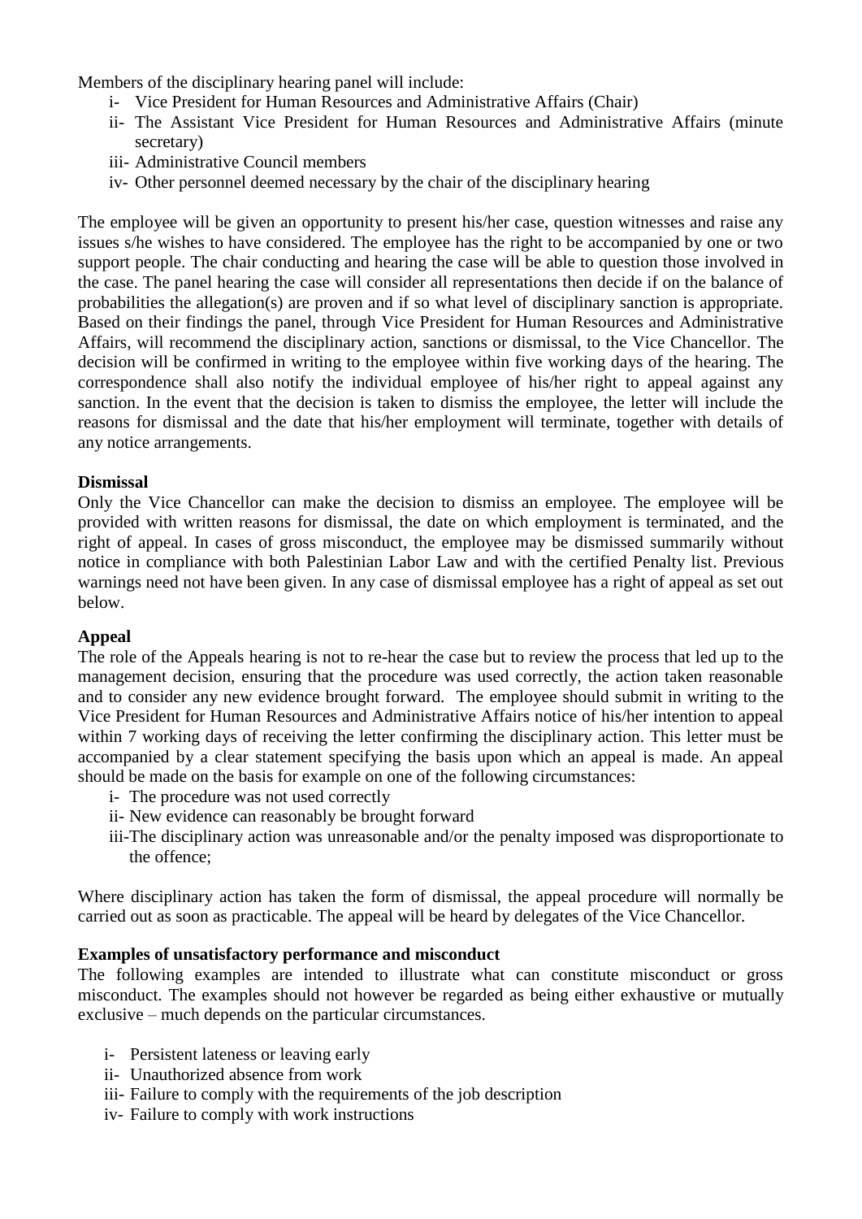Members of the disciplinary hearing panel will include:

i- Vice President for Human Resources and Administrative Affairs (Chair)
ii- The Assistant Vice President for Human Resources and Administrative Affairs (minute secretary)
iii- Administrative Council members
iv- Other personnel deemed necessary by the chair of the disciplinary hearing

The employee will be given an opportunity to present his/her case, question witnesses and raise any issues s/he wishes to have considered. The employee has the right to be accompanied by one or two support people. The chair conducting and hearing the case will be able to question those involved in the case. The panel hearing the case will consider all representations then decide if on the balance of probabilities the allegation(s) are proven and if so what level of disciplinary sanction is appropriate. Based on their findings the panel, through Vice President for Human Resources and Administrative Affairs, will recommend the disciplinary action, sanctions or dismissal, to the Vice Chancellor. The decision will be confirmed in writing to the employee within five working days of the hearing. The correspondence shall also notify the individual employee of his/her right to appeal against any sanction. In the event that the decision is taken to dismiss the employee, the letter will include the reasons for dismissal and the date that his/her employment will terminate, together with details of any notice arrangements.

**Dismissal**

Only the Vice Chancellor can make the decision to dismiss an employee. The employee will be provided with written reasons for dismissal, the date on which employment is terminated, and the right of appeal. In cases of gross misconduct, the employee may be dismissed summarily without notice in compliance with both Palestinian Labor Law and with the certified Penalty list. Previous warnings need not have been given. In any case of dismissal employee has a right of appeal as set out below.

**Appeal**

The role of the Appeals hearing is not to re-hear the case but to review the process that led up to the management decision, ensuring that the procedure was used correctly, the action taken reasonable and to consider any new evidence brought forward. The employee should submit in writing to the Vice President for Human Resources and Administrative Affairs notice of his/her intention to appeal within 7 working days of receiving the letter confirming the disciplinary action. This letter must be accompanied by a clear statement specifying the basis upon which an appeal is made. An appeal should be made on the basis for example on one of the following circumstances:

i- The procedure was not used correctly
ii- New evidence can reasonably be brought forward
iii- The disciplinary action was unreasonable and/or the penalty imposed was disproportionate to the offence;

Where disciplinary action has taken the form of dismissal, the appeal procedure will normally be carried out as soon as practicable. The appeal will be heard by delegates of the Vice Chancellor.

**Examples of unsatisfactory performance and misconduct**

The following examples are intended to illustrate what can constitute misconduct or gross misconduct. The examples should not however be regarded as being either exhaustive or mutually exclusive – much depends on the particular circumstances.

i- Persistent lateness or leaving early
ii- Unauthorized absence from work
iii- Failure to comply with the requirements of the job description
iv- Failure to comply with work instructions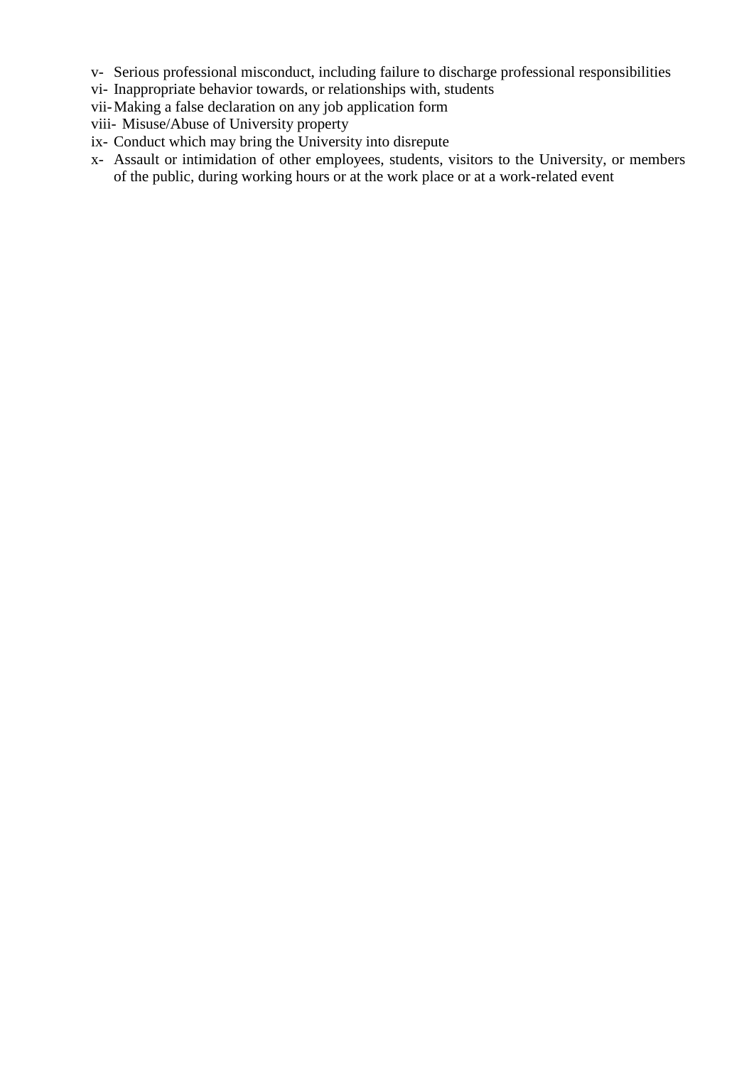v- Serious professional misconduct, including failure to discharge professional responsibilities
vi- Inappropriate behavior towards, or relationships with, students
vii- Making a false declaration on any job application form
viii- Misuse/Abuse of University property
ix- Conduct which may bring the University into disrepute
x- Assault or intimidation of other employees, students, visitors to the University, or members of the public, during working hours or at the work place or at a work-related event